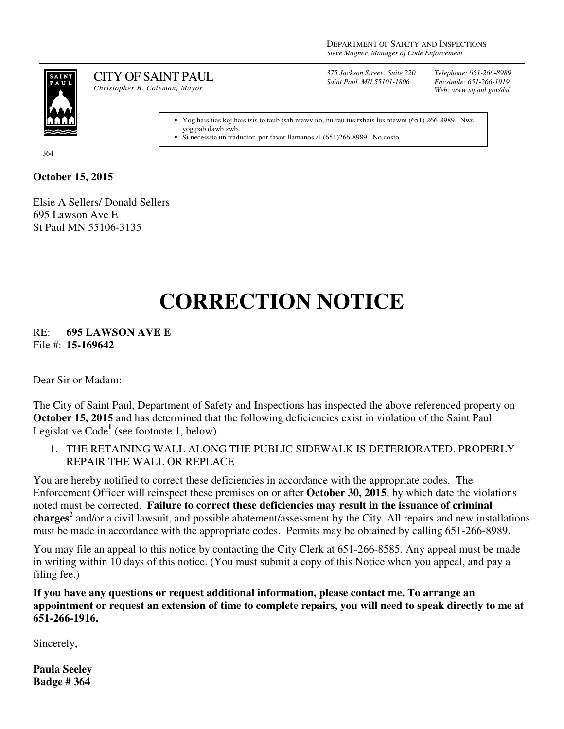DEPARTMENT OF SAFETY AND INSPECTIONS
*Steve Magner, Manager of Code Enforcement*

CITY OF SAINT PAUL
*Christopher B. Coleman, Mayor*

*375 Jackson Street., Suite 220*
*Saint Paul, MN 55101-1806*

*Telephone: 651-266-8989*
*Facsimile: 651-266-1919*
*Web: www.stpaul.gov/dsi*

- Yog hais tias koj hais tsis to taub tsab ntawv no, hu rau tus txhais lus ntawm (651) 266-8989. Nws yog pab dawb zwb.
- Si necessita un traductor, por favor llamanos al (651)266-8989. No costo.

364

**October 15, 2015**

Elsie A Sellers/ Donald Sellers
695 Lawson Ave E
St Paul MN 55106-3135

# CORRECTION NOTICE

RE: **695 LAWSON AVE E**
File #: **15-169642**

Dear Sir or Madam:

The City of Saint Paul, Department of Safety and Inspections has inspected the above referenced property on **October 15, 2015** and has determined that the following deficiencies exist in violation of the Saint Paul Legislative Code[1] (see footnote 1, below).

1. THE RETAINING WALL ALONG THE PUBLIC SIDEWALK IS DETERIORATED. PROPERLY REPAIR THE WALL OR REPLACE

You are hereby notified to correct these deficiencies in accordance with the appropriate codes. The Enforcement Officer will reinspect these premises on or after **October 30, 2015**, by which date the violations noted must be corrected. **Failure to correct these deficiencies may result in the issuance of criminal charges**[2] and/or a civil lawsuit, and possible abatement/assessment by the City. All repairs and new installations must be made in accordance with the appropriate codes. Permits may be obtained by calling 651-266-8989.

You may file an appeal to this notice by contacting the City Clerk at 651-266-8585. Any appeal must be made in writing within 10 days of this notice. (You must submit a copy of this Notice when you appeal, and pay a filing fee.)

**If you have any questions or request additional information, please contact me. To arrange an appointment or request an extension of time to complete repairs, you will need to speak directly to me at 651-266-1916.**

Sincerely,

**Paula Seeley**
**Badge # 364**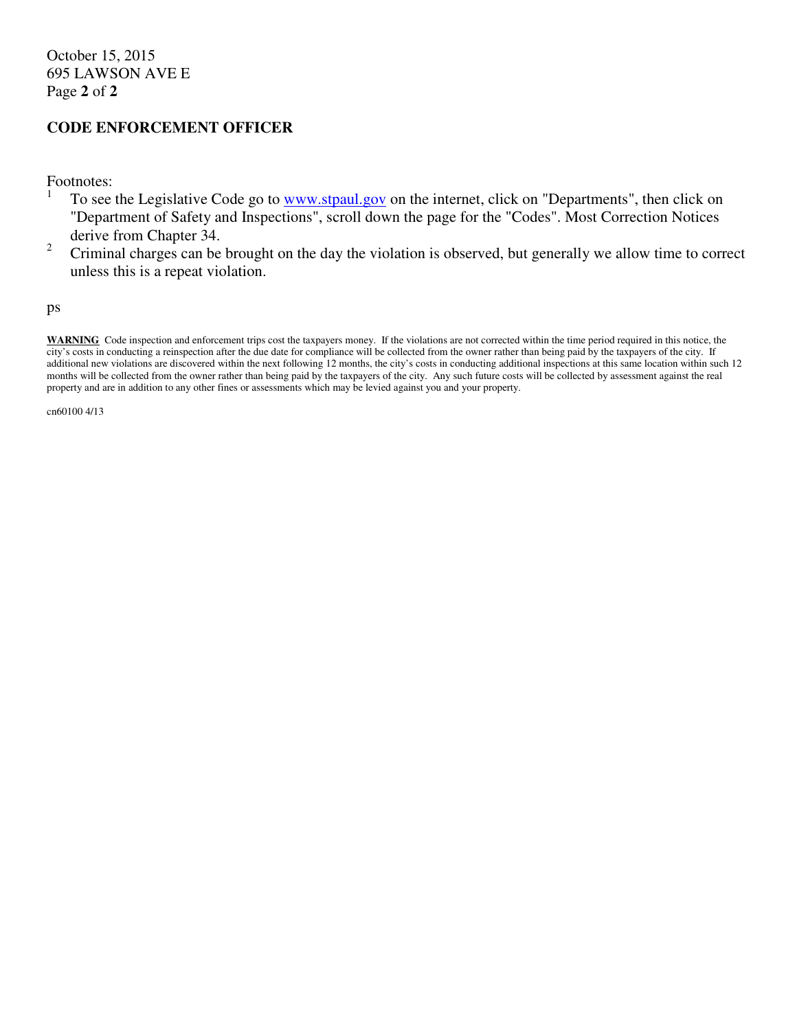**CODE ENFORCEMENT OFFICER**

Footnotes:

[1] To see the Legislative Code go to www.stpaul.gov on the internet, click on "Departments", then click on "Department of Safety and Inspections", scroll down the page for the "Codes". Most Correction Notices derive from Chapter 34.

[2] Criminal charges can be brought on the day the violation is observed, but generally we allow time to correct unless this is a repeat violation.

ps

**WARNING** Code inspection and enforcement trips cost the taxpayers money. If the violations are not corrected within the time period required in this notice, the city's costs in conducting a reinspection after the due date for compliance will be collected from the owner rather than being paid by the taxpayers of the city. If additional new violations are discovered within the next following 12 months, the city's costs in conducting additional inspections at this same location within such 12 months will be collected from the owner rather than being paid by the taxpayers of the city. Any such future costs will be collected by assessment against the real property and are in addition to any other fines or assessments which may be levied against you and your property.

cn60100 4/13